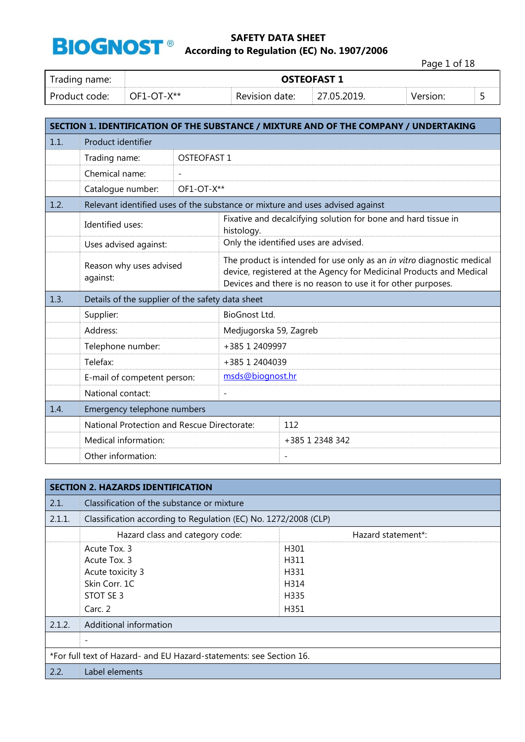**BIOGNOST®**

**SAFETY DATA SHEET**
**According to Regulation (EC) No. 1907/2006**

| Trading name: | **OSTEOFAST 1** | | | | |
|---|---|---|---|---|---|
| Product code: | OF1-OT-X** | Revision date: | 27.05.2019. | Version: | 5 |

## SECTION 1. IDENTIFICATION OF THE SUBSTANCE / MIXTURE AND OF THE COMPANY / UNDERTAKING

| | | |
|---|---|---|
| 1.1. | Product identifier | |
| | Trading name: | OSTEOFAST 1 |
| | Chemical name: | - |
| | Catalogue number: | OF1-OT-X** |
| 1.2. | Relevant identified uses of the substance or mixture and uses advised against | |
| | Identified uses: | Fixative and decalcifying solution for bone and hard tissue in histology. |
| | Uses advised against: | Only the identified uses are advised. |
| | Reason why uses advised against: | The product is intended for use only as an *in vitro* diagnostic medical device, registered at the Agency for Medicinal Products and Medical Devices and there is no reason to use it for other purposes. |
| 1.3. | Details of the supplier of the safety data sheet | |
| | Supplier: | BioGnost Ltd. |
| | Address: | Medjugorska 59, Zagreb |
| | Telephone number: | +385 1 2409997 |
| | Telefax: | +385 1 2404039 |
| | E-mail of competent person: | msds@biognost.hr |
| | National contact: | - |
| 1.4. | Emergency telephone numbers | |
| | National Protection and Rescue Directorate: | 112 |
| | Medical information: | +385 1 2348 342 |
| | Other information: | - |

## SECTION 2. HAZARDS IDENTIFICATION

| | | |
|---|---|---|
| 2.1. | Classification of the substance or mixture | |
| 2.1.1. | Classification according to Regulation (EC) No. 1272/2008 (CLP) | |
| | Hazard class and category code: | Hazard statement*: |
| | Acute Tox. 3<br>Acute Tox. 3<br>Acute toxicity 3<br>Skin Corr. 1C<br>STOT SE 3<br>Carc. 2 | H301<br>H311<br>H331<br>H314<br>H335<br>H351 |
| 2.1.2. | Additional information | |
| | - | |

*For full text of Hazard- and EU Hazard-statements: see Section 16.

| | |
|---|---|
| 2.2. | Label elements |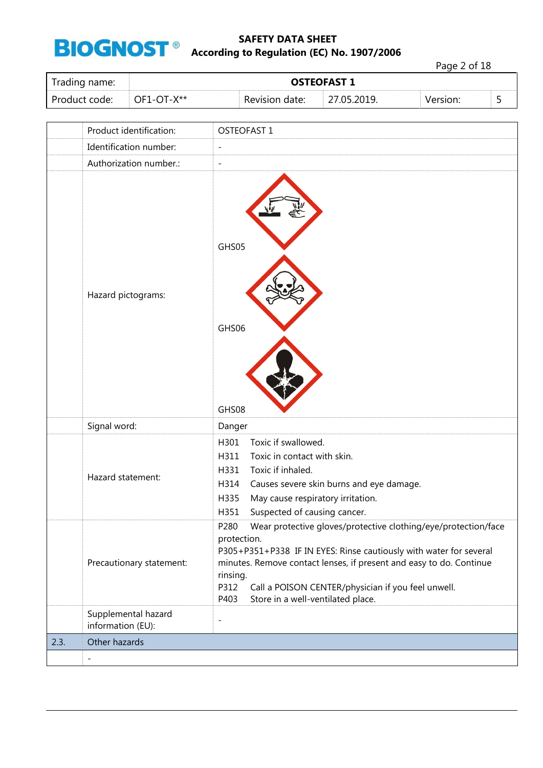| Trading name: | OSTEOFAST 1 | | | | |
|---|---|---|---|---|---|
| Product code: | OF1-OT-X** | Revision date: | 27.05.2019. | Version: | 5 |

| | | |
|---|---|---|
| | Product identification: | OSTEOFAST 1 |
| | Identification number: | - |
| | Authorization number.: | - |
| | Hazard pictograms: | GHS05<br>GHS06<br>GHS08 |
| | Signal word: | Danger |
| | Hazard statement: | H301 Toxic if swallowed.<br>H311 Toxic in contact with skin.<br>H331 Toxic if inhaled.<br>H314 Causes severe skin burns and eye damage.<br>H335 May cause respiratory irritation.<br>H351 Suspected of causing cancer. |
| | Precautionary statement: | P280 Wear protective gloves/protective clothing/eye/protection/face protection.<br>P305+P351+P338 IF IN EYES: Rinse cautiously with water for several minutes. Remove contact lenses, if present and easy to do. Continue rinsing.<br>P312 Call a POISON CENTER/physician if you feel unwell.<br>P403 Store in a well-ventilated place. |
| | Supplemental hazard information (EU): | - |
| 2.3. | Other hazards | |
| | - | |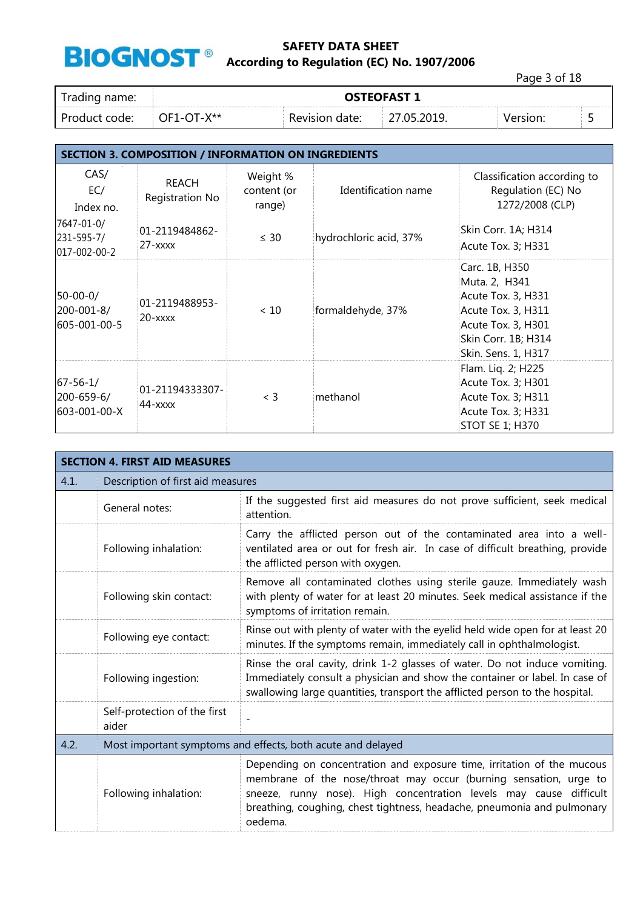| Trading name: | OSTEOFAST 1 | | | | |
|---|---|---|---|---|---|
| Product code: | OF1-OT-X** | Revision date: | 27.05.2019. | Version: | 5 |

## SECTION 3. COMPOSITION / INFORMATION ON INGREDIENTS

| CAS/ EC/ Index no. | REACH Registration No | Weight % content (or range) | Identification name | Classification according to Regulation (EC) No 1272/2008 (CLP) |
|---|---|---|---|---|
| 7647-01-0/ 231-595-7/ 017-002-00-2 | 01-2119484862-27-xxxx | ≤ 30 | hydrochloric acid, 37% | Skin Corr. 1A; H314<br>Acute Tox. 3; H331 |
| 50-00-0/ 200-001-8/ 605-001-00-5 | 01-2119488953-20-xxxx | < 10 | formaldehyde, 37% | Carc. 1B, H350<br>Muta. 2, H341<br>Acute Tox. 3, H331<br>Acute Tox. 3, H311<br>Acute Tox. 3, H301<br>Skin Corr. 1B; H314<br>Skin. Sens. 1, H317 |
| 67-56-1/ 200-659-6/ 603-001-00-X | 01-21194333307-44-xxxx | < 3 | methanol | Flam. Liq. 2; H225<br>Acute Tox. 3; H301<br>Acute Tox. 3; H311<br>Acute Tox. 3; H331<br>STOT SE 1; H370 |

## SECTION 4. FIRST AID MEASURES

| | | |
|---|---|---|
| 4.1. | Description of first aid measures | |
| | General notes: | If the suggested first aid measures do not prove sufficient, seek medical attention. |
| | Following inhalation: | Carry the afflicted person out of the contaminated area into a well-ventilated area or out for fresh air. In case of difficult breathing, provide the afflicted person with oxygen. |
| | Following skin contact: | Remove all contaminated clothes using sterile gauze. Immediately wash with plenty of water for at least 20 minutes. Seek medical assistance if the symptoms of irritation remain. |
| | Following eye contact: | Rinse out with plenty of water with the eyelid held wide open for at least 20 minutes. If the symptoms remain, immediately call in ophthalmologist. |
| | Following ingestion: | Rinse the oral cavity, drink 1-2 glasses of water. Do not induce vomiting. Immediately consult a physician and show the container or label. In case of swallowing large quantities, transport the afflicted person to the hospital. |
| | Self-protection of the first aider | - |
| 4.2. | Most important symptoms and effects, both acute and delayed | |
| | Following inhalation: | Depending on concentration and exposure time, irritation of the mucous membrane of the nose/throat may occur (burning sensation, urge to sneeze, runny nose). High concentration levels may cause difficult breathing, coughing, chest tightness, headache, pneumonia and pulmonary oedema. |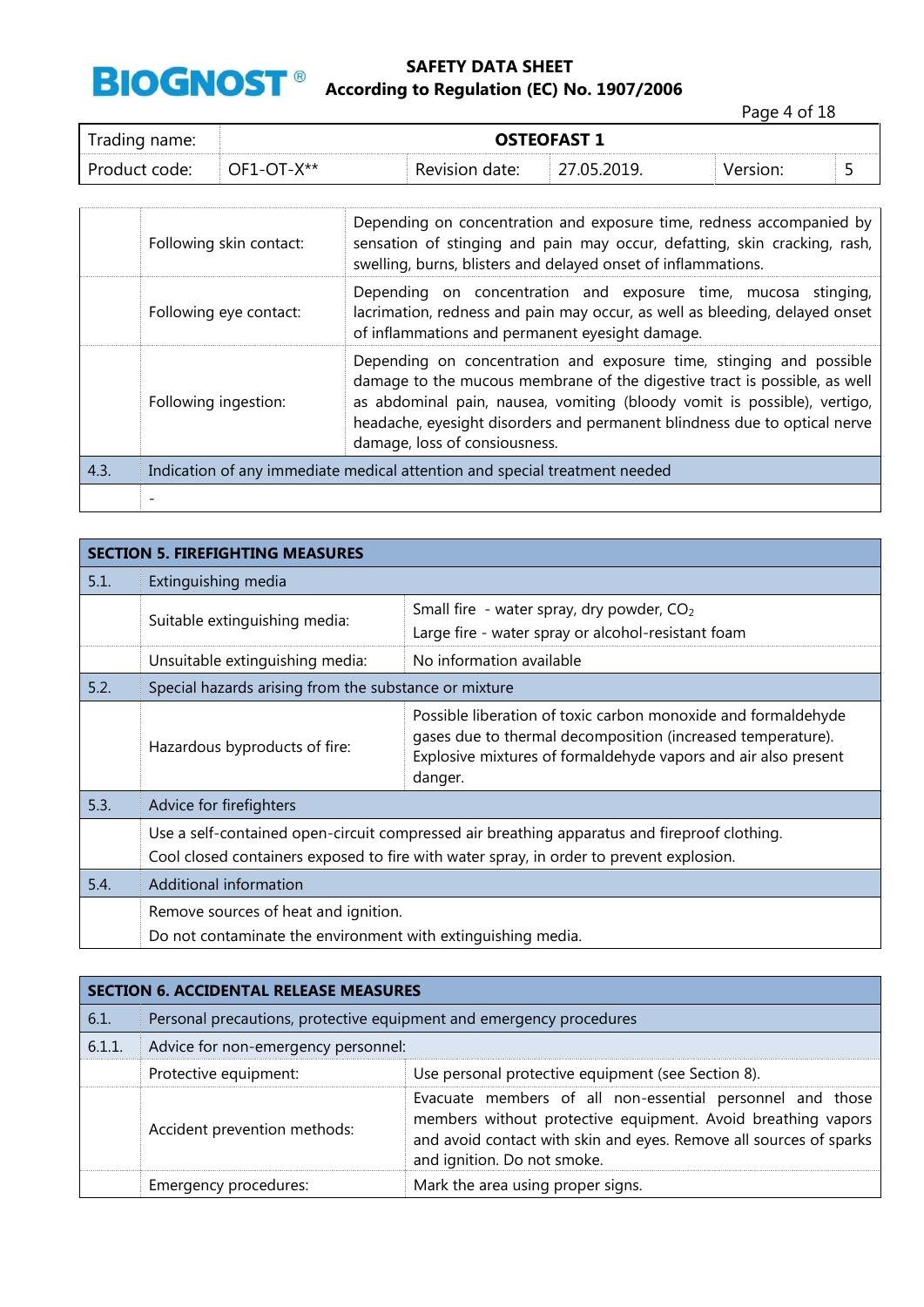| | | |
|---|---|---|
| | Following skin contact: | Depending on concentration and exposure time, redness accompanied by sensation of stinging and pain may occur, defatting, skin cracking, rash, swelling, burns, blisters and delayed onset of inflammations. |
| | Following eye contact: | Depending on concentration and exposure time, mucosa stinging, lacrimation, redness and pain may occur, as well as bleeding, delayed onset of inflammations and permanent eyesight damage. |
| | Following ingestion: | Depending on concentration and exposure time, stinging and possible damage to the mucous membrane of the digestive tract is possible, as well as abdominal pain, nausea, vomiting (bloody vomit is possible), vertigo, headache, eyesight disorders and permanent blindness due to optical nerve damage, loss of consiousness. |
| 4.3. | Indication of any immediate medical attention and special treatment needed | |
| | - | |

## SECTION 5. FIREFIGHTING MEASURES

| | | |
|---|---|---|
| 5.1. | Extinguishing media | |
| | Suitable extinguishing media: | Small fire - water spray, dry powder, $CO_2$<br>Large fire - water spray or alcohol-resistant foam |
| | Unsuitable extinguishing media: | No information available |
| 5.2. | Special hazards arising from the substance or mixture | |
| | Hazardous byproducts of fire: | Possible liberation of toxic carbon monoxide and formaldehyde gases due to thermal decomposition (increased temperature). Explosive mixtures of formaldehyde vapors and air also present danger. |
| 5.3. | Advice for firefighters | |
| | Use a self-contained open-circuit compressed air breathing apparatus and fireproof clothing.<br>Cool closed containers exposed to fire with water spray, in order to prevent explosion. | |
| 5.4. | Additional information | |
| | Remove sources of heat and ignition.<br>Do not contaminate the environment with extinguishing media. | |

## SECTION 6. ACCIDENTAL RELEASE MEASURES

| | | |
|---|---|---|
| 6.1. | Personal precautions, protective equipment and emergency procedures | |
| 6.1.1. | Advice for non-emergency personnel: | |
| | Protective equipment: | Use personal protective equipment (see Section 8). |
| | Accident prevention methods: | Evacuate members of all non-essential personnel and those members without protective equipment. Avoid breathing vapors and avoid contact with skin and eyes. Remove all sources of sparks and ignition. Do not smoke. |
| | Emergency procedures: | Mark the area using proper signs. |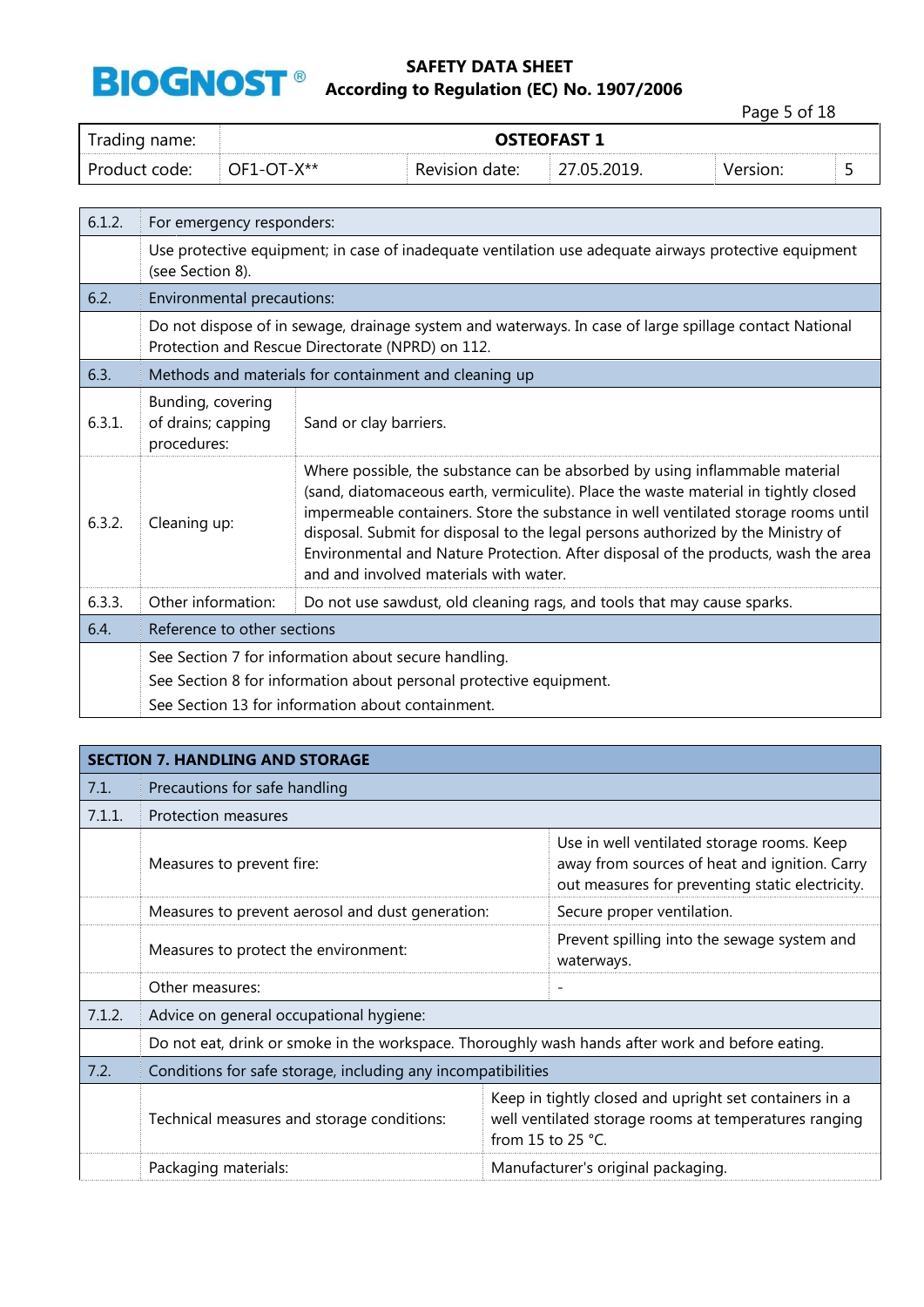| Trading name: | OSTEOFAST 1 | | | | |
|---|---|---|---|---|---|
| Product code: | OF1-OT-X** | Revision date: | 27.05.2019. | Version: | 5 |

| | | |
|---|---|---|
| 6.1.2. | For emergency responders: | |
| | Use protective equipment; in case of inadequate ventilation use adequate airways protective equipment (see Section 8). | |
| 6.2. | Environmental precautions: | |
| | Do not dispose of in sewage, drainage system and waterways. In case of large spillage contact National Protection and Rescue Directorate (NPRD) on 112. | |
| 6.3. | Methods and materials for containment and cleaning up | |
| 6.3.1. | Bunding, covering of drains; capping procedures: | Sand or clay barriers. |
| 6.3.2. | Cleaning up: | Where possible, the substance can be absorbed by using inflammable material (sand, diatomaceous earth, vermiculite). Place the waste material in tightly closed impermeable containers. Store the substance in well ventilated storage rooms until disposal. Submit for disposal to the legal persons authorized by the Ministry of Environmental and Nature Protection. After disposal of the products, wash the area and and involved materials with water. |
| 6.3.3. | Other information: | Do not use sawdust, old cleaning rags, and tools that may cause sparks. |
| 6.4. | Reference to other sections | |
| | See Section 7 for information about secure handling.<br>See Section 8 for information about personal protective equipment.<br>See Section 13 for information about containment. | |

## SECTION 7. HANDLING AND STORAGE

| | | |
|---|---|---|
| 7.1. | Precautions for safe handling | |
| 7.1.1. | Protection measures | |
| | Measures to prevent fire: | Use in well ventilated storage rooms. Keep away from sources of heat and ignition. Carry out measures for preventing static electricity. |
| | Measures to prevent aerosol and dust generation: | Secure proper ventilation. |
| | Measures to protect the environment: | Prevent spilling into the sewage system and waterways. |
| | Other measures: | - |
| 7.1.2. | Advice on general occupational hygiene: | |
| | Do not eat, drink or smoke in the workspace. Thoroughly wash hands after work and before eating. | |
| 7.2. | Conditions for safe storage, including any incompatibilities | |
| | Technical measures and storage conditions: | Keep in tightly closed and upright set containers in a well ventilated storage rooms at temperatures ranging from 15 to 25 °C. |
| | Packaging materials: | Manufacturer's original packaging. |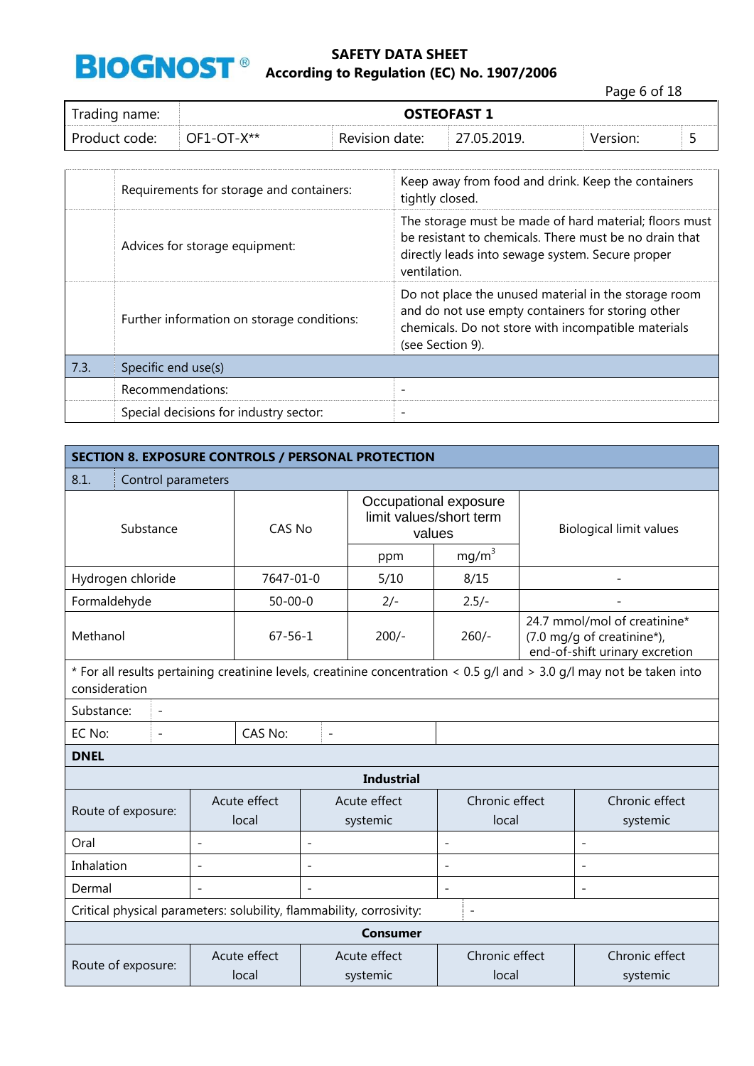| | | |
|---|---|---|
| | Requirements for storage and containers: | Keep away from food and drink. Keep the containers tightly closed. |
| | Advices for storage equipment: | The storage must be made of hard material; floors must be resistant to chemicals. There must be no drain that directly leads into sewage system. Secure proper ventilation. |
| | Further information on storage conditions: | Do not place the unused material in the storage room and do not use empty containers for storing other chemicals. Do not store with incompatible materials (see Section 9). |
| 7.3. | Specific end use(s) | |
| | Recommendations: | - |
| | Special decisions for industry sector: | - |

## SECTION 8. EXPOSURE CONTROLS / PERSONAL PROTECTION

8.1. Control parameters

| Substance | CAS No | Occupational exposure limit values/short term values | | Biological limit values |
|---|---|---|---|---|
| | | ppm | $mg/m^3$ | |
| Hydrogen chloride | 7647-01-0 | 5/10 | 8/15 | - |
| Formaldehyde | 50-00-0 | 2/- | 2.5/- | - |
| Methanol | 67-56-1 | 200/- | 260/- | 24.7 mmol/mol of creatinine* (7.0 mg/g of creatinine*), end-of-shift urinary excretion |

* For all results pertaining creatinine levels, creatinine concentration < 0.5 g/l and > 3.0 g/l may not be taken into consideration

| | | | |
|---|---|---|---|
| Substance: | - | | |
| EC No: | - | CAS No: | - |

**DNEL**

**Industrial**

| Route of exposure: | Acute effect local | Acute effect systemic | Chronic effect local | Chronic effect systemic |
|---|---|---|---|---|
| Oral | - | - | - | - |
| Inhalation | - | - | - | - |
| Dermal | - | - | - | - |

Critical physical parameters: solubility, flammability, corrosivity: -

**Consumer**

| Route of exposure: | Acute effect local | Acute effect systemic | Chronic effect local | Chronic effect systemic |
|---|---|---|---|---|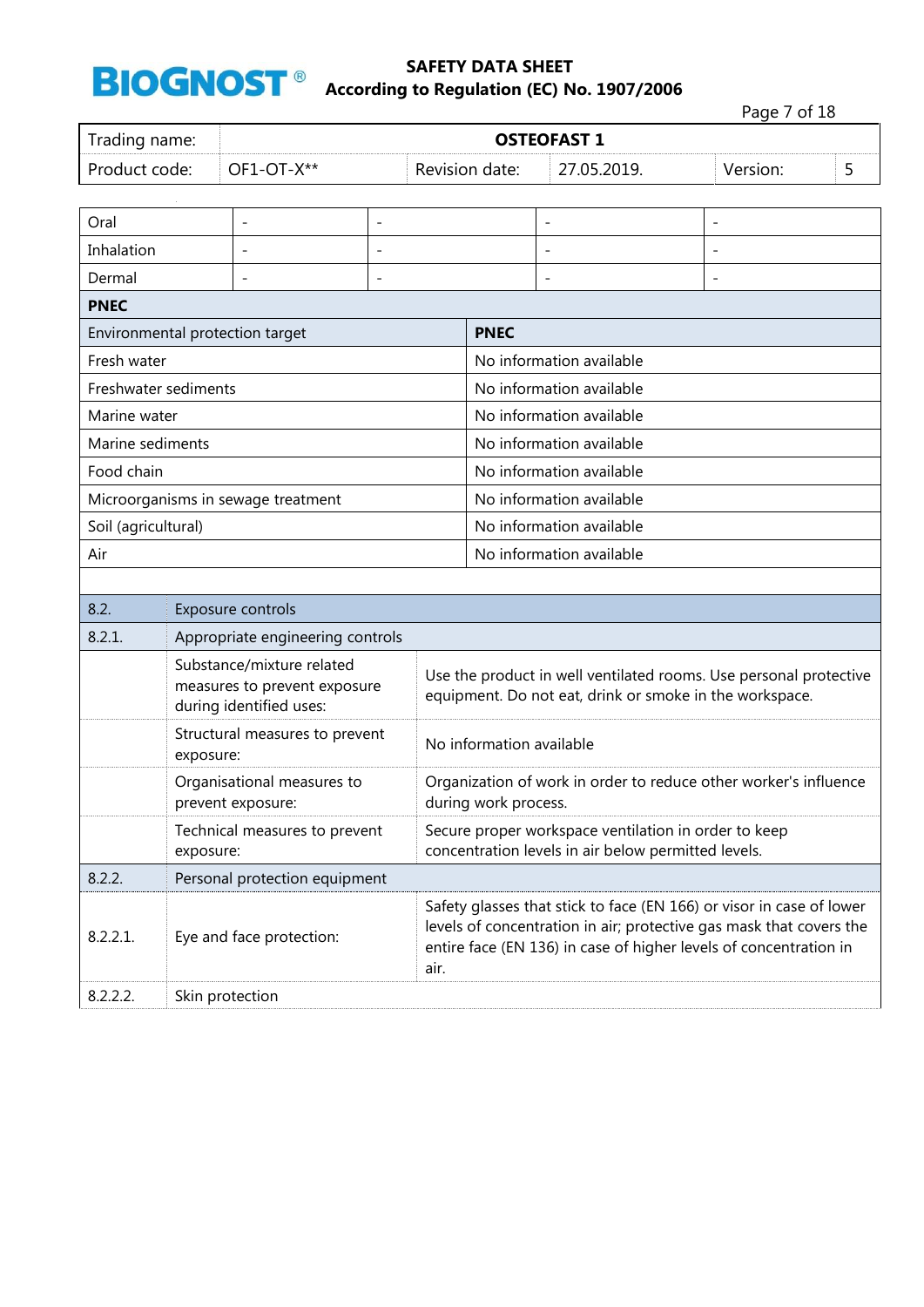| Oral | - | - | - | - |
|---|---|---|---|---|
| Inhalation | - | - | - | - |
| Dermal | - | - | - | - |

**PNEC**

| Environmental protection target | PNEC |
|---|---|
| Fresh water | No information available |
| Freshwater sediments | No information available |
| Marine water | No information available |
| Marine sediments | No information available |
| Food chain | No information available |
| Microorganisms in sewage treatment | No information available |
| Soil (agricultural) | No information available |
| Air | No information available |

| 8.2. | Exposure controls | |
|---|---|---|
| 8.2.1. | Appropriate engineering controls | |
| | Substance/mixture related measures to prevent exposure during identified uses: | Use the product in well ventilated rooms. Use personal protective equipment. Do not eat, drink or smoke in the workspace. |
| | Structural measures to prevent exposure: | No information available |
| | Organisational measures to prevent exposure: | Organization of work in order to reduce other worker's influence during work process. |
| | Technical measures to prevent exposure: | Secure proper workspace ventilation in order to keep concentration levels in air below permitted levels. |
| 8.2.2. | Personal protection equipment | |
| 8.2.2.1. | Eye and face protection: | Safety glasses that stick to face (EN 166) or visor in case of lower levels of concentration in air; protective gas mask that covers the entire face (EN 136) in case of higher levels of concentration in air. |
| 8.2.2.2. | Skin protection | |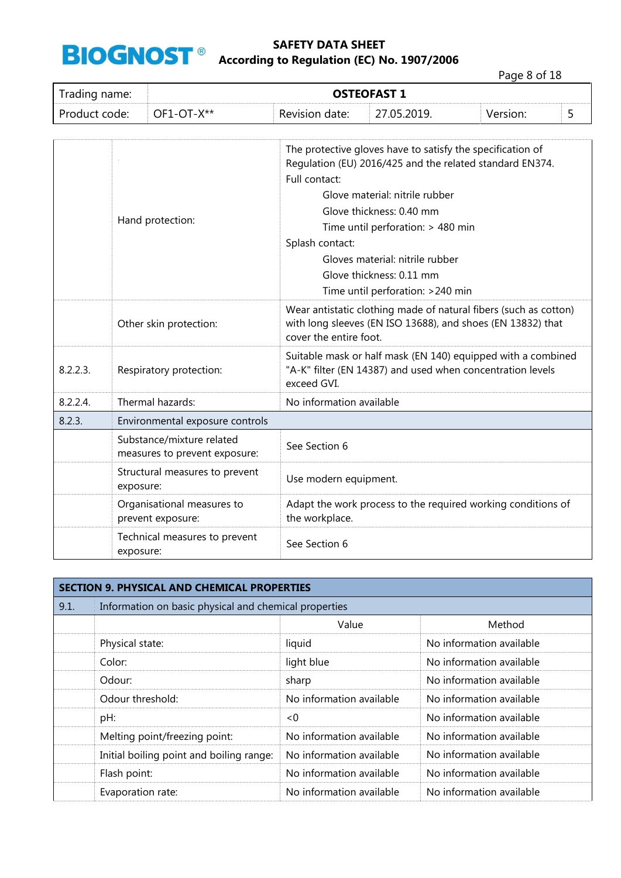| | | |
|---|---|---|
| | Hand protection: | The protective gloves have to satisfy the specification of Regulation (EU) 2016/425 and the related standard EN374.<br>Full contact:<br>Glove material: nitrile rubber<br>Glove thickness: 0.40 mm<br>Time until perforation: > 480 min<br>Splash contact:<br>Gloves material: nitrile rubber<br>Glove thickness: 0.11 mm<br>Time until perforation: >240 min |
| | Other skin protection: | Wear antistatic clothing made of natural fibers (such as cotton) with long sleeves (EN ISO 13688), and shoes (EN 13832) that cover the entire foot. |
| 8.2.2.3. | Respiratory protection: | Suitable mask or half mask (EN 140) equipped with a combined "A-K" filter (EN 14387) and used when concentration levels exceed GVI. |
| 8.2.2.4. | Thermal hazards: | No information available |
| 8.2.3. | Environmental exposure controls | |
| | Substance/mixture related measures to prevent exposure: | See Section 6 |
| | Structural measures to prevent exposure: | Use modern equipment. |
| | Organisational measures to prevent exposure: | Adapt the work process to the required working conditions of the workplace. |
| | Technical measures to prevent exposure: | See Section 6 |

## SECTION 9. PHYSICAL AND CHEMICAL PROPERTIES

| 9.1. | Information on basic physical and chemical properties | | |
|---|---|---|---|
| | | Value | Method |
| | Physical state: | liquid | No information available |
| | Color: | light blue | No information available |
| | Odour: | sharp | No information available |
| | Odour threshold: | No information available | No information available |
| | pH: | <0 | No information available |
| | Melting point/freezing point: | No information available | No information available |
| | Initial boiling point and boiling range: | No information available | No information available |
| | Flash point: | No information available | No information available |
| | Evaporation rate: | No information available | No information available |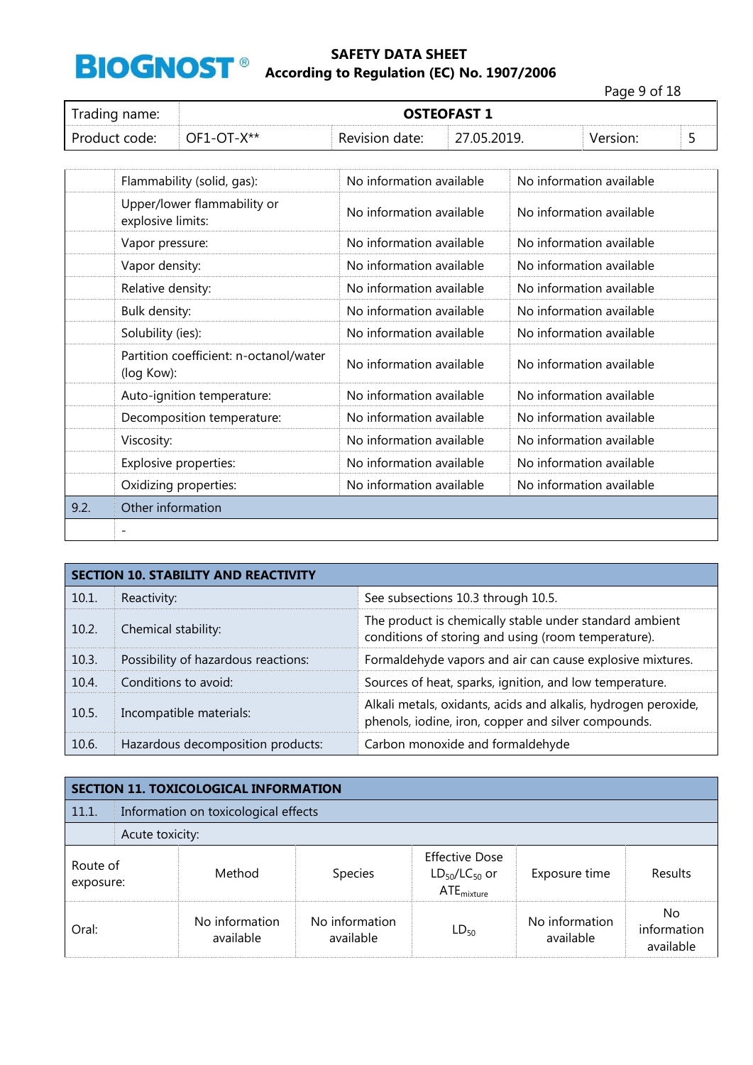| | | | |
|---|---|---|---|
| | Flammability (solid, gas): | No information available | No information available |
| | Upper/lower flammability or explosive limits: | No information available | No information available |
| | Vapor pressure: | No information available | No information available |
| | Vapor density: | No information available | No information available |
| | Relative density: | No information available | No information available |
| | Bulk density: | No information available | No information available |
| | Solubility (ies): | No information available | No information available |
| | Partition coefficient: n-octanol/water (log Kow): | No information available | No information available |
| | Auto-ignition temperature: | No information available | No information available |
| | Decomposition temperature: | No information available | No information available |
| | Viscosity: | No information available | No information available |
| | Explosive properties: | No information available | No information available |
| | Oxidizing properties: | No information available | No information available |
| 9.2. | Other information | | |
| | - | | |

## SECTION 10. STABILITY AND REACTIVITY

| | | |
|---|---|---|
| 10.1. | Reactivity: | See subsections 10.3 through 10.5. |
| 10.2. | Chemical stability: | The product is chemically stable under standard ambient conditions of storing and using (room temperature). |
| 10.3. | Possibility of hazardous reactions: | Formaldehyde vapors and air can cause explosive mixtures. |
| 10.4. | Conditions to avoid: | Sources of heat, sparks, ignition, and low temperature. |
| 10.5. | Incompatible materials: | Alkali metals, oxidants, acids and alkalis, hydrogen peroxide, phenols, iodine, iron, copper and silver compounds. |
| 10.6. | Hazardous decomposition products: | Carbon monoxide and formaldehyde |

## SECTION 11. TOXICOLOGICAL INFORMATION

11.1. Information on toxicological effects

Acute toxicity:

| Route of exposure: | Method | Species | Effective Dose $LD_{50}/LC_{50}$ or $ATE_{mixture}$ | Exposure time | Results |
|---|---|---|---|---|---|
| Oral: | No information available | No information available | $LD_{50}$ | No information available | No information available |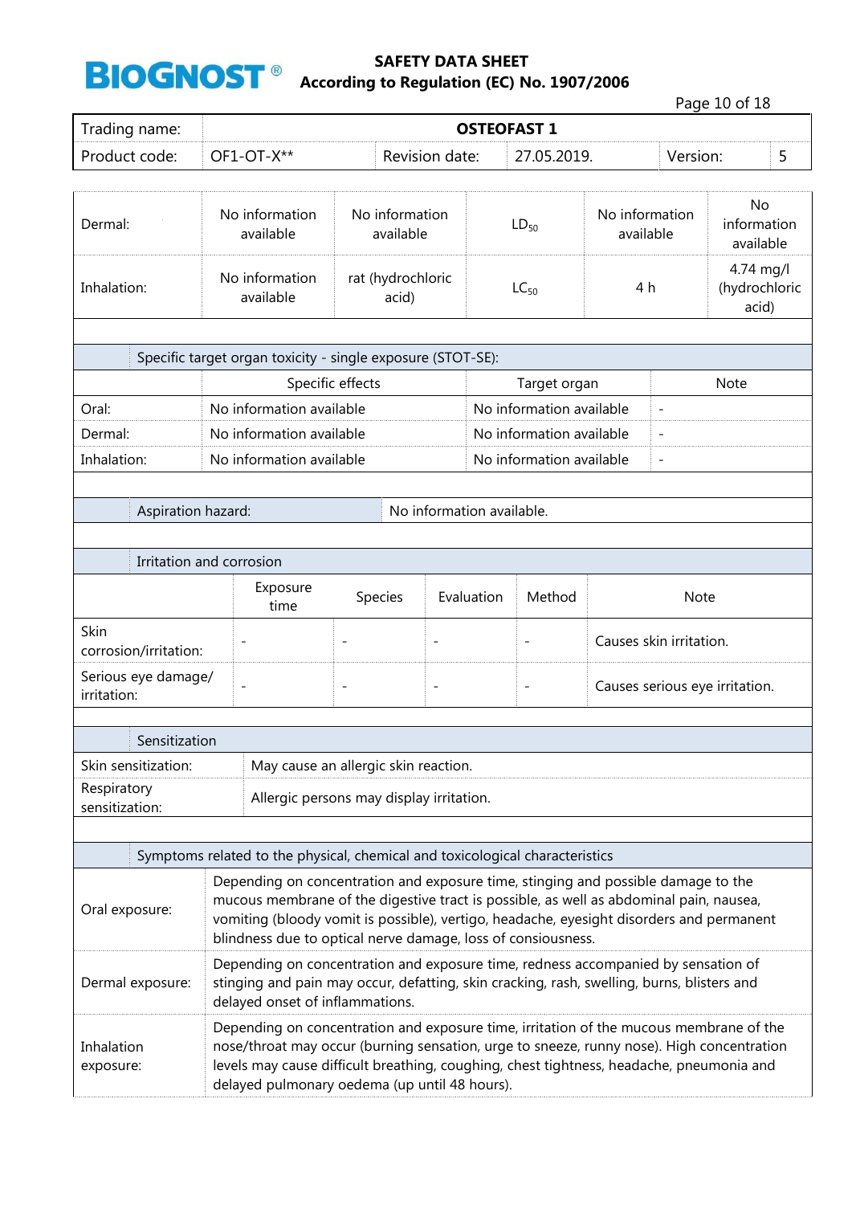| | | | | | |
|---|---|---|---|---|---|
| Dermal: | No information available | No information available | $LD_{50}$ | No information available | No information available |
| Inhalation: | No information available | rat (hydrochloric acid) | $LC_{50}$ | 4 h | 4.74 mg/l (hydrochloric acid) |

**Specific target organ toxicity - single exposure (STOT-SE):**

| | Specific effects | Target organ | Note |
|---|---|---|---|
| Oral: | No information available | No information available | - |
| Dermal: | No information available | No information available | - |
| Inhalation: | No information available | No information available | - |

**Aspiration hazard:** No information available.

**Irritation and corrosion**

| | Exposure time | Species | Evaluation | Method | Note |
|---|---|---|---|---|---|
| Skin corrosion/irritation: | - | - | - | - | Causes skin irritation. |
| Serious eye damage/ irritation: | - | - | - | - | Causes serious eye irritation. |

**Sensitization**

| | |
|---|---|
| Skin sensitization: | May cause an allergic skin reaction. |
| Respiratory sensitization: | Allergic persons may display irritation. |

**Symptoms related to the physical, chemical and toxicological characteristics**

| | |
|---|---|
| Oral exposure: | Depending on concentration and exposure time, stinging and possible damage to the mucous membrane of the digestive tract is possible, as well as abdominal pain, nausea, vomiting (bloody vomit is possible), vertigo, headache, eyesight disorders and permanent blindness due to optical nerve damage, loss of consiousness. |
| Dermal exposure: | Depending on concentration and exposure time, redness accompanied by sensation of stinging and pain may occur, defatting, skin cracking, rash, swelling, burns, blisters and delayed onset of inflammations. |
| Inhalation exposure: | Depending on concentration and exposure time, irritation of the mucous membrane of the nose/throat may occur (burning sensation, urge to sneeze, runny nose). High concentration levels may cause difficult breathing, coughing, chest tightness, headache, pneumonia and delayed pulmonary oedema (up until 48 hours). |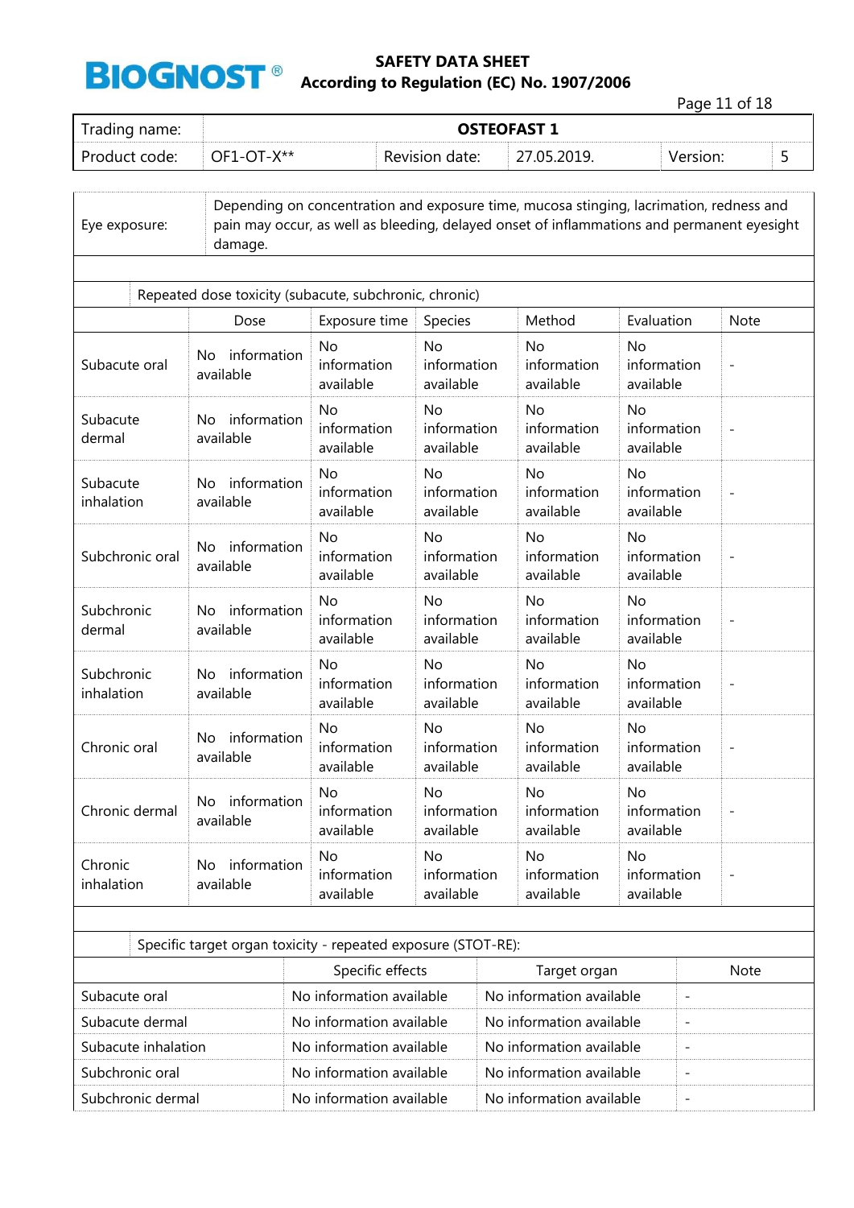| Trading name: | OSTEOFAST 1 | | | | |
|---|---|---|---|---|---|
| Product code: | OF1-OT-X** | Revision date: | 27.05.2019. | Version: | 5 |

| Eye exposure: | Depending on concentration and exposure time, mucosa stinging, lacrimation, redness and pain may occur, as well as bleeding, delayed onset of inflammations and permanent eyesight damage. |
|---|---|

Repeated dose toxicity (subacute, subchronic, chronic)

| | Dose | Exposure time | Species | Method | Evaluation | Note |
|---|---|---|---|---|---|---|
| Subacute oral | No information available | No information available | No information available | No information available | No information available | - |
| Subacute dermal | No information available | No information available | No information available | No information available | No information available | - |
| Subacute inhalation | No information available | No information available | No information available | No information available | No information available | - |
| Subchronic oral | No information available | No information available | No information available | No information available | No information available | - |
| Subchronic dermal | No information available | No information available | No information available | No information available | No information available | - |
| Subchronic inhalation | No information available | No information available | No information available | No information available | No information available | - |
| Chronic oral | No information available | No information available | No information available | No information available | No information available | - |
| Chronic dermal | No information available | No information available | No information available | No information available | No information available | - |
| Chronic inhalation | No information available | No information available | No information available | No information available | No information available | - |

Specific target organ toxicity - repeated exposure (STOT-RE):

| | Specific effects | Target organ | Note |
|---|---|---|---|
| Subacute oral | No information available | No information available | - |
| Subacute dermal | No information available | No information available | - |
| Subacute inhalation | No information available | No information available | - |
| Subchronic oral | No information available | No information available | - |
| Subchronic dermal | No information available | No information available | - |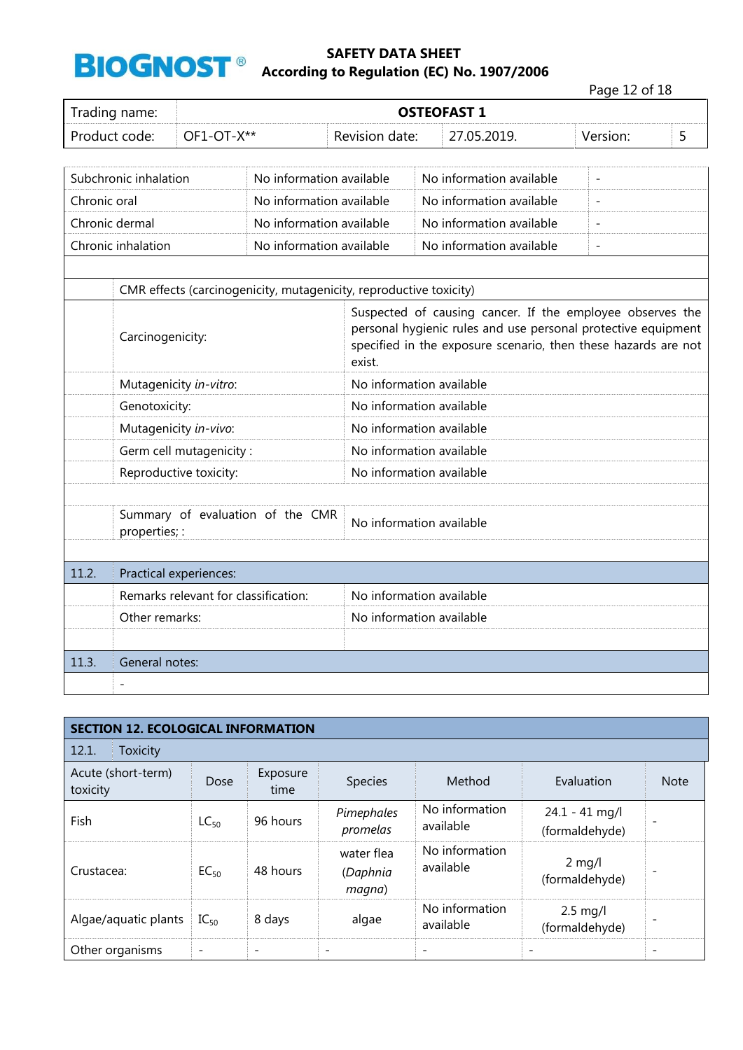| | | | |
|---|---|---|---|
| Subchronic inhalation | No information available | No information available | - |
| Chronic oral | No information available | No information available | - |
| Chronic dermal | No information available | No information available | - |
| Chronic inhalation | No information available | No information available | - |

| | | |
|---|---|---|
| | CMR effects (carcinogenicity, mutagenicity, reproductive toxicity) | |
| | Carcinogenicity: | Suspected of causing cancer. If the employee observes the personal hygienic rules and use personal protective equipment specified in the exposure scenario, then these hazards are not exist. |
| | Mutagenicity *in-vitro*: | No information available |
| | Genotoxicity: | No information available |
| | Mutagenicity *in-vivo*: | No information available |
| | Germ cell mutagenicity : | No information available |
| | Reproductive toxicity: | No information available |
| | | |
| | Summary of evaluation of the CMR properties; : | No information available |
| | | |
| 11.2. | Practical experiences: | |
| | Remarks relevant for classification: | No information available |
| | Other remarks: | No information available |
| | | |
| 11.3. | General notes: | |
| | - | |

## SECTION 12. ECOLOGICAL INFORMATION

### 12.1. Toxicity

| Acute (short-term) toxicity | Dose | Exposure time | Species | Method | Evaluation | Note |
|---|---|---|---|---|---|---|
| Fish | $LC_{50}$ | 96 hours | *Pimephales promelas* | No information available | 24.1 - 41 mg/l (formaldehyde) | - |
| Crustacea: | $EC_{50}$ | 48 hours | water flea (*Daphnia magna*) | No information available | 2 mg/l (formaldehyde) | - |
| Algae/aquatic plants | $IC_{50}$ | 8 days | algae | No information available | 2.5 mg/l (formaldehyde) | - |
| Other organisms | - | - | - | - | - | - |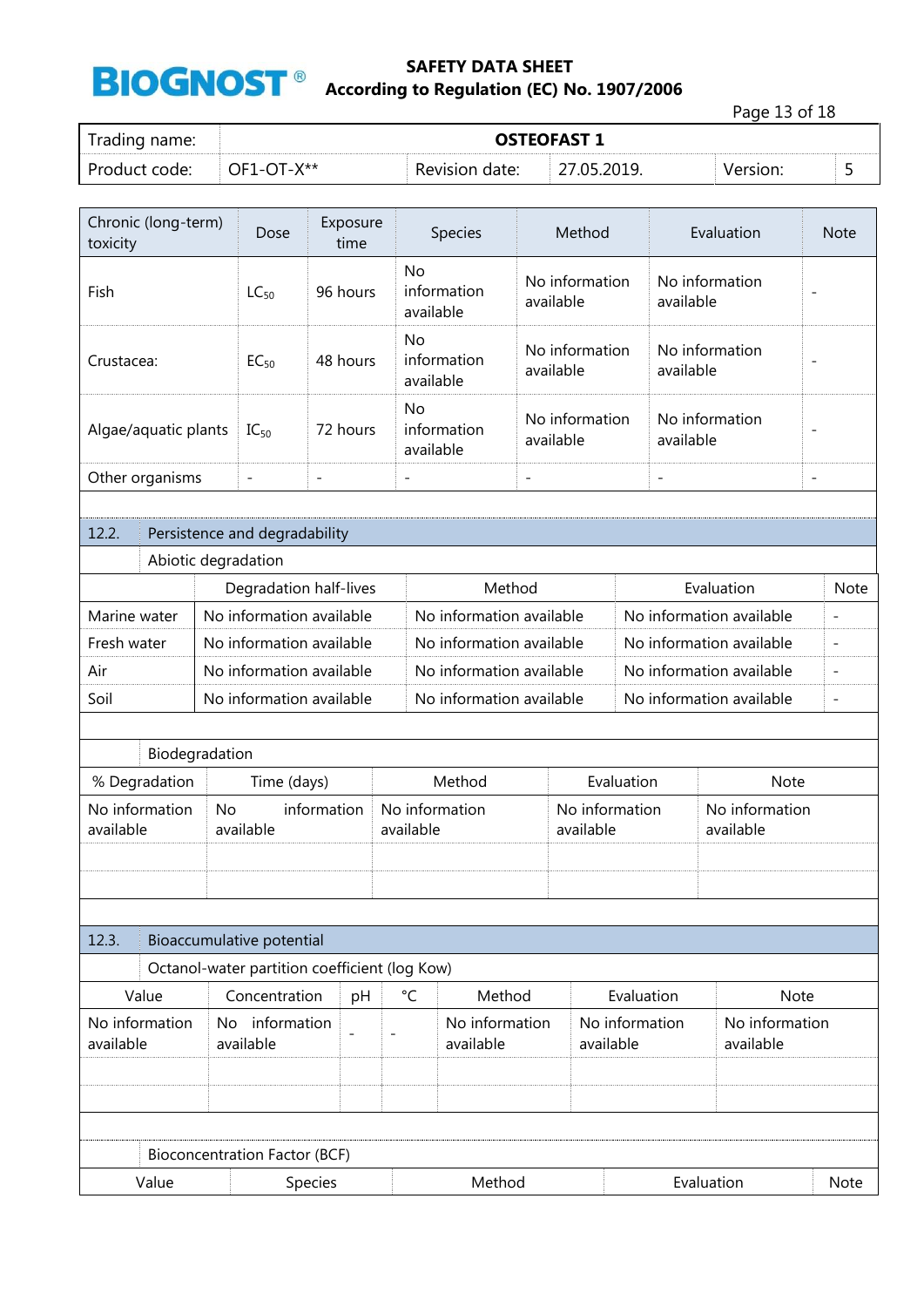| Chronic (long-term) toxicity | Dose | Exposure time | Species | Method | Evaluation | Note |
|---|---|---|---|---|---|---|
| Fish | $LC_{50}$ | 96 hours | No information available | No information available | No information available | - |
| Crustacea: | $EC_{50}$ | 48 hours | No information available | No information available | No information available | - |
| Algae/aquatic plants | $IC_{50}$ | 72 hours | No information available | No information available | No information available | - |
| Other organisms | - | - | - | - | - | - |

## 12.2. Persistence and degradability

### Abiotic degradation

| | Degradation half-lives | Method | Evaluation | Note |
|---|---|---|---|---|
| Marine water | No information available | No information available | No information available | - |
| Fresh water | No information available | No information available | No information available | - |
| Air | No information available | No information available | No information available | - |
| Soil | No information available | No information available | No information available | - |

### Biodegradation

| % Degradation | Time (days) | Method | Evaluation | Note |
|---|---|---|---|---|
| No information available | No information available | No information available | No information available | No information available |
| | | | | |
| | | | | |

## 12.3. Bioaccumulative potential

### Octanol-water partition coefficient (log Kow)

| Value | Concentration | pH | °C | Method | Evaluation | Note |
|---|---|---|---|---|---|---|
| No information available | No information available | - | - | No information available | No information available | No information available |
| | | | | | | |
| | | | | | | |

### Bioconcentration Factor (BCF)

| Value | Species | Method | Evaluation | Note |
|---|---|---|---|---|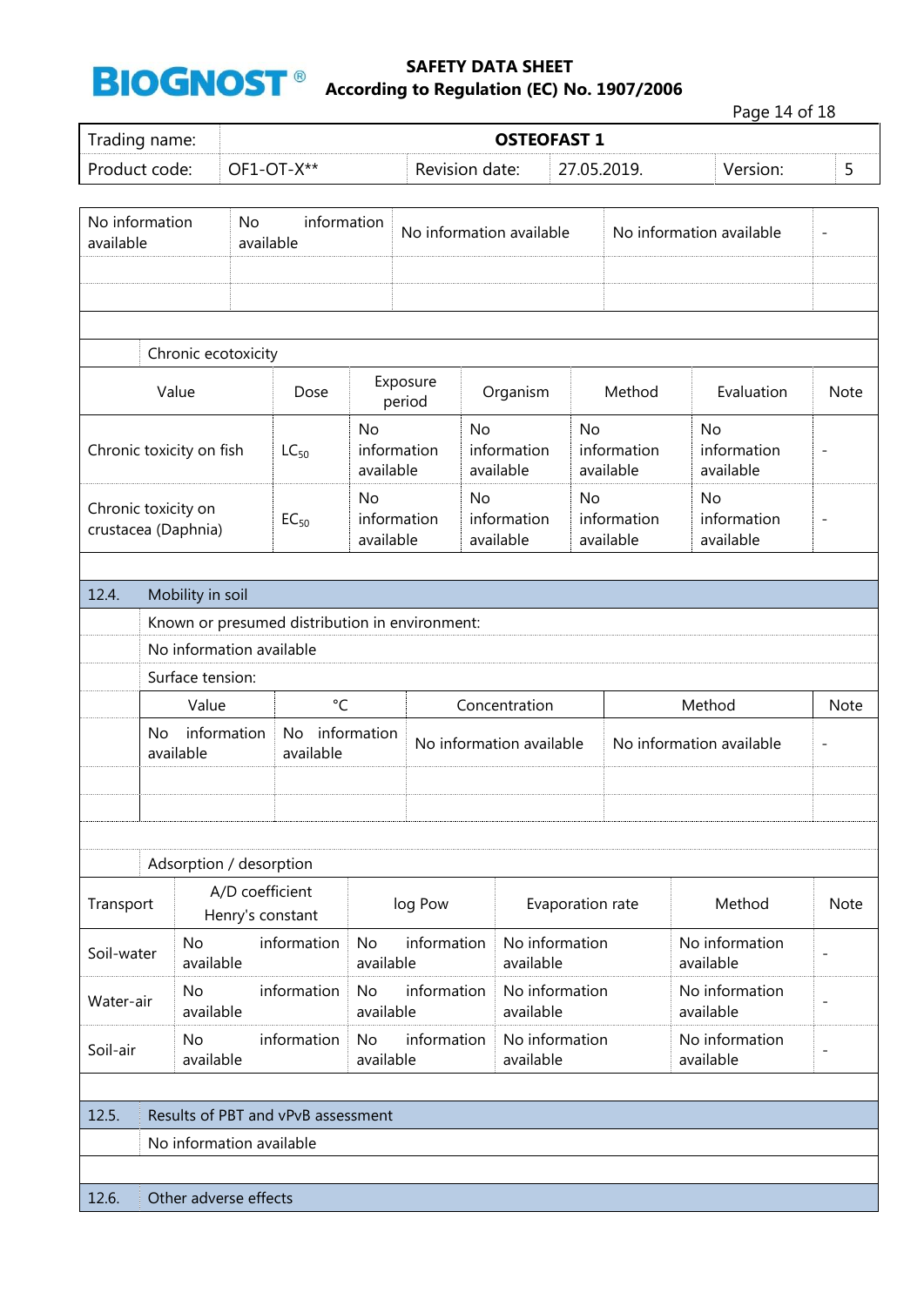| No information available | No information available | No information available | No information available | - |
|---|---|---|---|---|
| | | | | |
| | | | | |

Chronic ecotoxicity

| Value | Dose | Exposure period | Organism | Method | Evaluation | Note |
|---|---|---|---|---|---|---|
| Chronic toxicity on fish | $LC_{50}$ | No information available | No information available | No information available | No information available | - |
| Chronic toxicity on crustacea (Daphnia) | $EC_{50}$ | No information available | No information available | No information available | No information available | - |

## 12.4. Mobility in soil

Known or presumed distribution in environment:

No information available

Surface tension:

| Value | °C | Concentration | Method | Note |
|---|---|---|---|---|
| No information available | No information available | No information available | No information available | - |
| | | | | |
| | | | | |

Adsorption / desorption

| Transport | A/D coefficient Henry's constant | log Pow | Evaporation rate | Method | Note |
|---|---|---|---|---|---|
| Soil-water | No information available | No information available | No information available | No information available | - |
| Water-air | No information available | No information available | No information available | No information available | - |
| Soil-air | No information available | No information available | No information available | No information available | - |

## 12.5. Results of PBT and vPvB assessment

No information available

## 12.6. Other adverse effects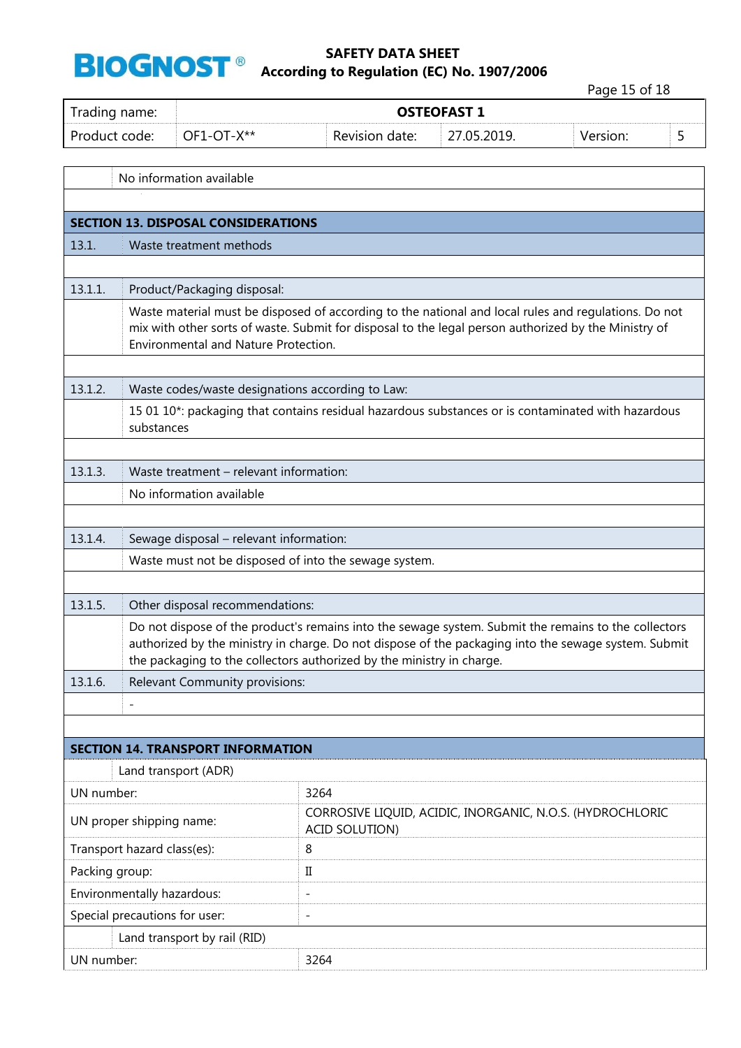No information available

## SECTION 13. DISPOSAL CONSIDERATIONS

### 13.1. Waste treatment methods

**13.1.1. Product/Packaging disposal:**

Waste material must be disposed of according to the national and local rules and regulations. Do not mix with other sorts of waste. Submit for disposal to the legal person authorized by the Ministry of Environmental and Nature Protection.

**13.1.2. Waste codes/waste designations according to Law:**

15 01 10*: packaging that contains residual hazardous substances or is contaminated with hazardous substances

**13.1.3. Waste treatment – relevant information:**

No information available

**13.1.4. Sewage disposal – relevant information:**

Waste must not be disposed of into the sewage system.

**13.1.5. Other disposal recommendations:**

Do not dispose of the product's remains into the sewage system. Submit the remains to the collectors authorized by the ministry in charge. Do not dispose of the packaging into the sewage system. Submit the packaging to the collectors authorized by the ministry in charge.

**13.1.6. Relevant Community provisions:**

-

## SECTION 14. TRANSPORT INFORMATION

**Land transport (ADR)**

| | |
|---|---|
| UN number: | 3264 |
| UN proper shipping name: | CORROSIVE LIQUID, ACIDIC, INORGANIC, N.O.S. (HYDROCHLORIC ACID SOLUTION) |
| Transport hazard class(es): | 8 |
| Packing group: | II |
| Environmentally hazardous: | - |
| Special precautions for user: | - |

**Land transport by rail (RID)**

| | |
|---|---|
| UN number: | 3264 |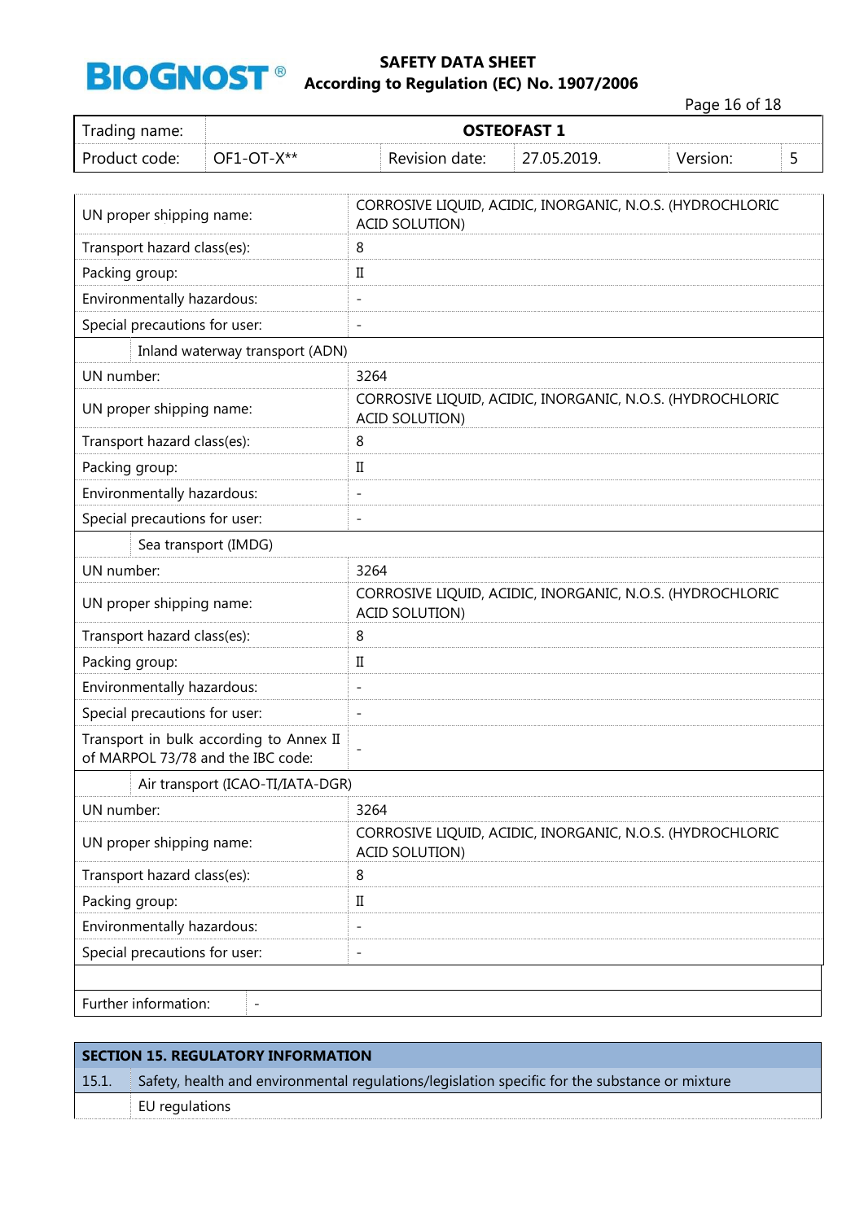| | |
|---|---|
| UN proper shipping name: | CORROSIVE LIQUID, ACIDIC, INORGANIC, N.O.S. (HYDROCHLORIC ACID SOLUTION) |
| Transport hazard class(es): | 8 |
| Packing group: | II |
| Environmentally hazardous: | - |
| Special precautions for user: | - |
| **Inland waterway transport (ADN)** | |
| UN number: | 3264 |
| UN proper shipping name: | CORROSIVE LIQUID, ACIDIC, INORGANIC, N.O.S. (HYDROCHLORIC ACID SOLUTION) |
| Transport hazard class(es): | 8 |
| Packing group: | II |
| Environmentally hazardous: | - |
| Special precautions for user: | - |
| **Sea transport (IMDG)** | |
| UN number: | 3264 |
| UN proper shipping name: | CORROSIVE LIQUID, ACIDIC, INORGANIC, N.O.S. (HYDROCHLORIC ACID SOLUTION) |
| Transport hazard class(es): | 8 |
| Packing group: | II |
| Environmentally hazardous: | - |
| Special precautions for user: | - |
| Transport in bulk according to Annex II of MARPOL 73/78 and the IBC code: | - |
| **Air transport (ICAO-TI/IATA-DGR)** | |
| UN number: | 3264 |
| UN proper shipping name: | CORROSIVE LIQUID, ACIDIC, INORGANIC, N.O.S. (HYDROCHLORIC ACID SOLUTION) |
| Transport hazard class(es): | 8 |
| Packing group: | II |
| Environmentally hazardous: | - |
| Special precautions for user: | - |

| | |
|---|---|
| Further information: | - |

## SECTION 15. REGULATORY INFORMATION

**15.1.** Safety, health and environmental regulations/legislation specific for the substance or mixture

EU regulations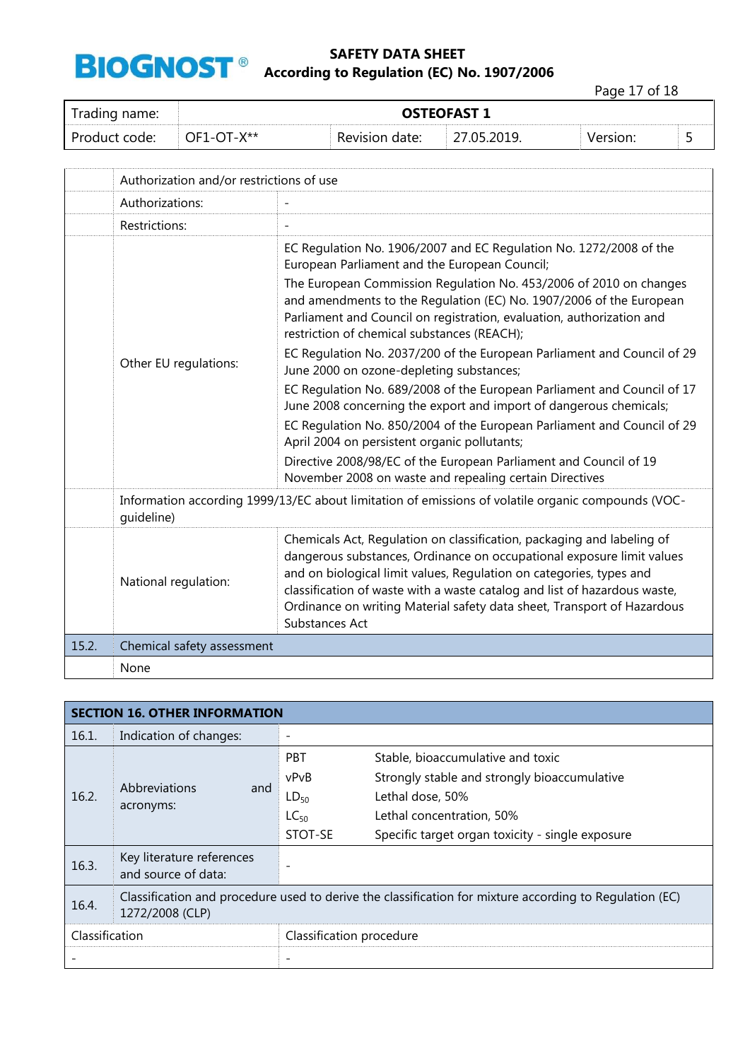| | | |
|---|---|---|
| | Authorization and/or restrictions of use | |
| | Authorizations: | - |
| | Restrictions: | - |
| | Other EU regulations: | EC Regulation No. 1906/2007 and EC Regulation No. 1272/2008 of the European Parliament and the European Council;<br>The European Commission Regulation No. 453/2006 of 2010 on changes and amendments to the Regulation (EC) No. 1907/2006 of the European Parliament and Council on registration, evaluation, authorization and restriction of chemical substances (REACH);<br>EC Regulation No. 2037/200 of the European Parliament and Council of 29 June 2000 on ozone-depleting substances;<br>EC Regulation No. 689/2008 of the European Parliament and Council of 17 June 2008 concerning the export and import of dangerous chemicals;<br>EC Regulation No. 850/2004 of the European Parliament and Council of 29 April 2004 on persistent organic pollutants;<br>Directive 2008/98/EC of the European Parliament and Council of 19 November 2008 on waste and repealing certain Directives |
| | Information according 1999/13/EC about limitation of emissions of volatile organic compounds (VOC-guideline) | |
| | National regulation: | Chemicals Act, Regulation on classification, packaging and labeling of dangerous substances, Ordinance on occupational exposure limit values and on biological limit values, Regulation on categories, types and classification of waste with a waste catalog and list of hazardous waste, Ordinance on writing Material safety data sheet, Transport of Hazardous Substances Act |
| 15.2. | Chemical safety assessment | |
| | None | |

## SECTION 16. OTHER INFORMATION

| | | | |
|---|---|---|---|
| 16.1. | Indication of changes: | - | |
| 16.2. | Abbreviations and acronyms: | PBT | Stable, bioaccumulative and toxic |
| | | vPvB | Strongly stable and strongly bioaccumulative |
| | | $LD_{50}$ | Lethal dose, 50% |
| | | $LC_{50}$ | Lethal concentration, 50% |
| | | STOT-SE | Specific target organ toxicity - single exposure |
| 16.3. | Key literature references and source of data: | - | |
| 16.4. | Classification and procedure used to derive the classification for mixture according to Regulation (EC) 1272/2008 (CLP) | | |

| Classification | Classification procedure |
|---|---|
| - | - |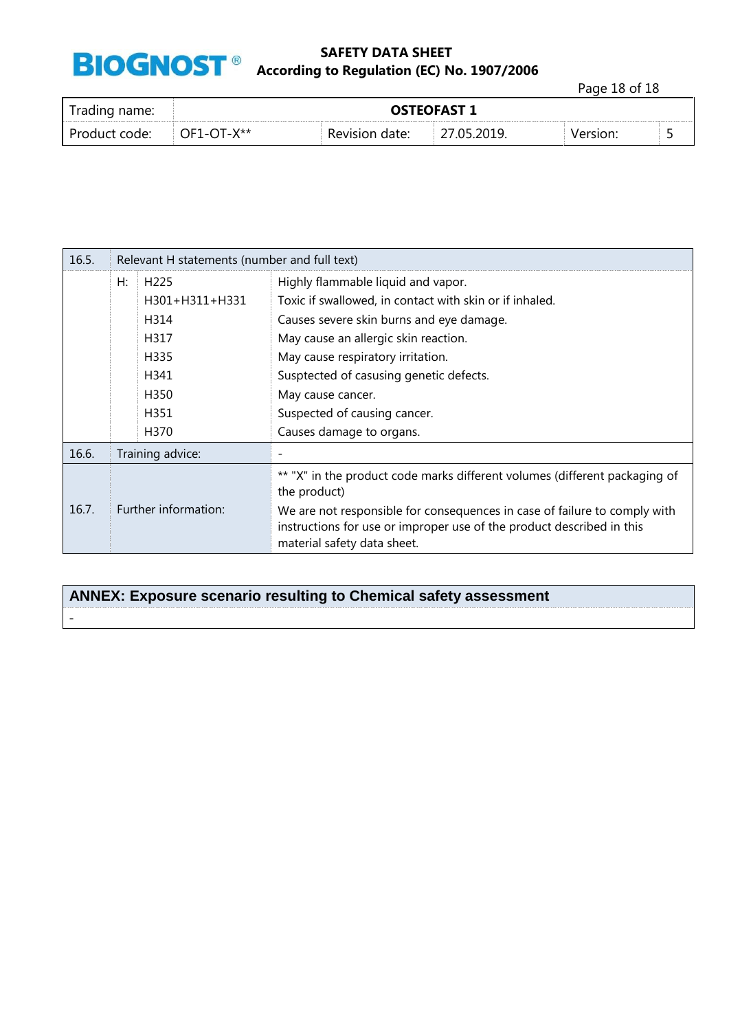| | | | |
|---|---|---|---|
| 16.5. | Relevant H statements (number and full text) | | |
| | H: | H225 | Highly flammable liquid and vapor. |
| | | H301+H311+H331 | Toxic if swallowed, in contact with skin or if inhaled. |
| | | H314 | Causes severe skin burns and eye damage. |
| | | H317 | May cause an allergic skin reaction. |
| | | H335 | May cause respiratory irritation. |
| | | H341 | Susptected of casusing genetic defects. |
| | | H350 | May cause cancer. |
| | | H351 | Suspected of causing cancer. |
| | | H370 | Causes damage to organs. |
| 16.6. | Training advice: | | - |
| 16.7. | Further information: | | ** "X" in the product code marks different volumes (different packaging of the product)<br>We are not responsible for consequences in case of failure to comply with instructions for use or improper use of the product described in this material safety data sheet. |

## ANNEX: Exposure scenario resulting to Chemical safety assessment

-